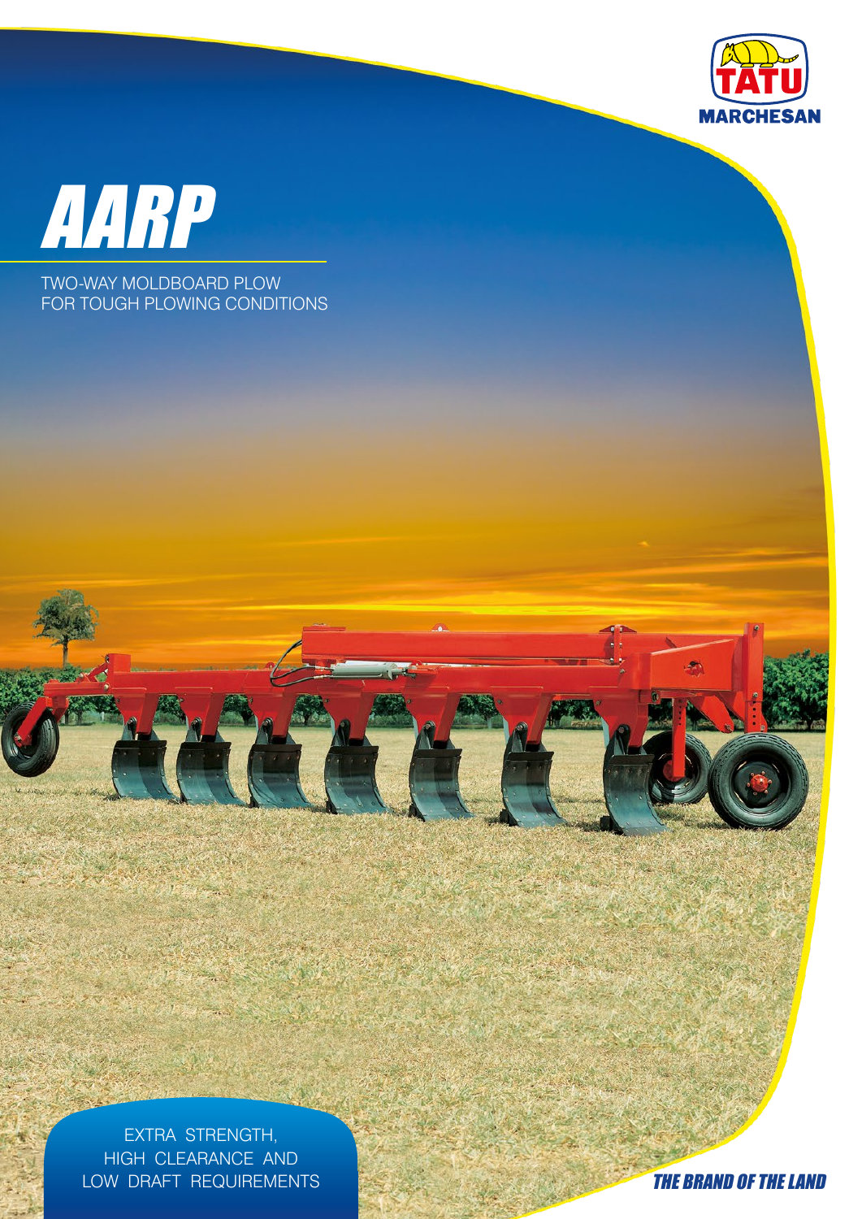TATU MARCHESAN

# AARP

TWO-WAY MOLDBOARD PLOW
FOR TOUGH PLOWING CONDITIONS

EXTRA STRENGTH,
HIGH CLEARANCE AND
LOW DRAFT REQUIREMENTS

*THE BRAND OF THE LAND*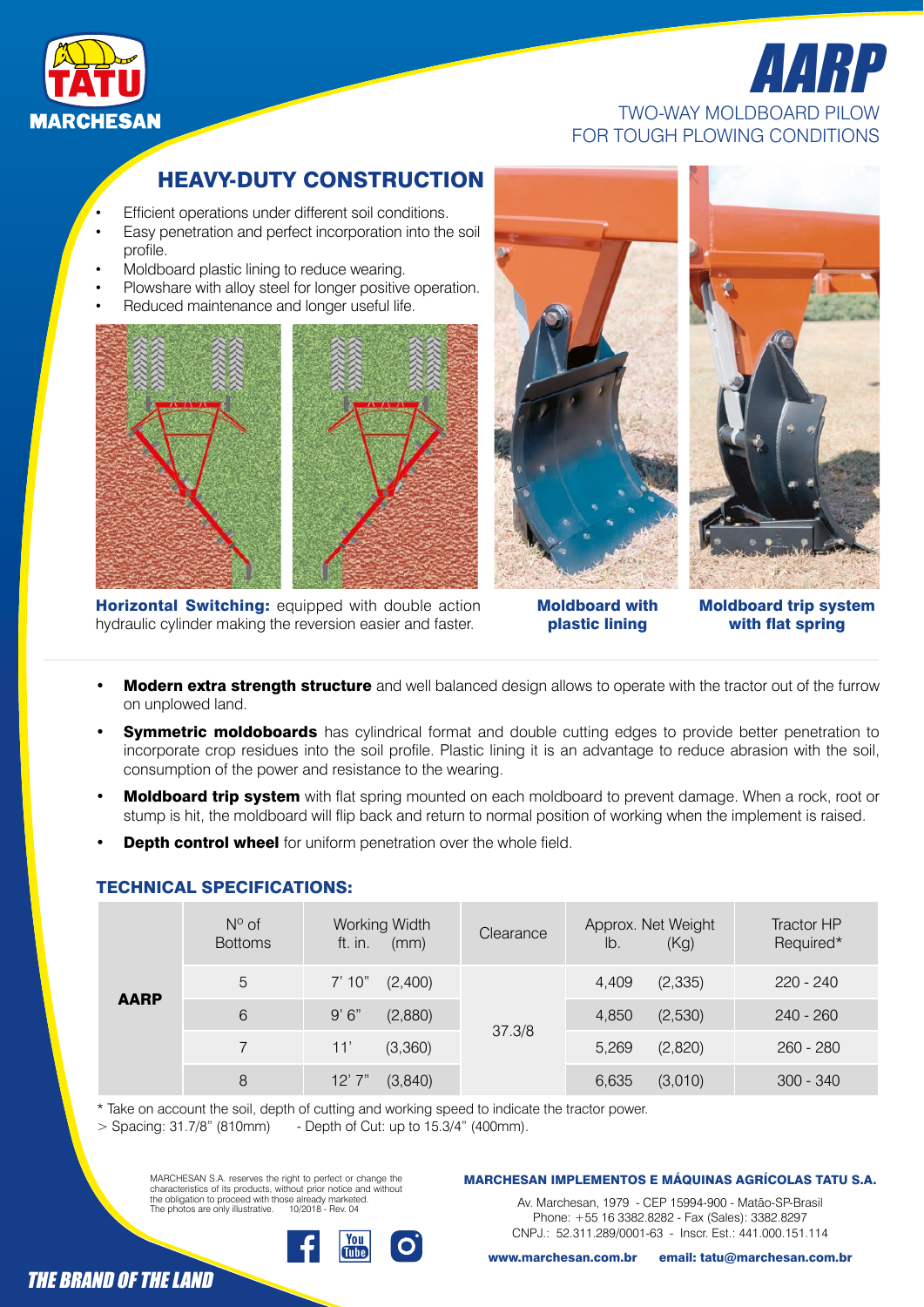# AARP

TWO-WAY MOLDBOARD PILOW
FOR TOUGH PLOWING CONDITIONS

## HEAVY-DUTY CONSTRUCTION

- Efficient operations under different soil conditions.
- Easy penetration and perfect incorporation into the soil profile.
- Moldboard plastic lining to reduce wearing.
- Plowshare with alloy steel for longer positive operation.
- Reduced maintenance and longer useful life.

**Horizontal Switching:** equipped with double action hydraulic cylinder making the reversion easier and faster.

**Moldboard with plastic lining**

**Moldboard trip system with flat spring**

- **Modern extra strength structure** and well balanced design allows to operate with the tractor out of the furrow on unplowed land.
- **Symmetric moldoboards** has cylindrical format and double cutting edges to provide better penetration to incorporate crop residues into the soil profile. Plastic lining it is an advantage to reduce abrasion with the soil, consumption of the power and resistance to the wearing.
- **Moldboard trip system** with flat spring mounted on each moldboard to prevent damage. When a rock, root or stump is hit, the moldboard will flip back and return to normal position of working when the implement is raised.
- **Depth control wheel** for uniform penetration over the whole field.

## TECHNICAL SPECIFICATIONS:

| | Nº of Bottoms | Working Width ft. in. (mm) | Clearance | Approx. Net Weight lb. (Kg) | Tractor HP Required* |
|---|---|---|---|---|---|
| **AARP** | 5 | 7' 10" (2,400) | 37.3/8 | 4,409 (2,335) | 220 - 240 |
| | 6 | 9' 6" (2,880) | | 4,850 (2,530) | 240 - 260 |
| | 7 | 11' (3,360) | | 5,269 (2,820) | 260 - 280 |
| | 8 | 12' 7" (3,840) | | 6,635 (3,010) | 300 - 340 |

\* Take on account the soil, depth of cutting and working speed to indicate the tractor power.
> Spacing: 31.7/8" (810mm) - Depth of Cut: up to 15.3/4" (400mm).

MARCHESAN S.A. reserves the right to perfect or change the characteristics of its products, without prior notice and without the obligation to proceed with those already marketed. The photos are only illustrative. 10/2018 - Rev. 04

**MARCHESAN IMPLEMENTOS E MÁQUINAS AGRÍCOLAS TATU S.A.**

Av. Marchesan, 1979 - CEP 15994-900 - Matão-SP-Brasil
Phone: +55 16 3382.8282 - Fax (Sales): 3382.8297
CNPJ.: 52.311.289/0001-63 - Inscr. Est.: 441.000.151.114

www.marchesan.com.br email: tatu@marchesan.com.br

THE BRAND OF THE LAND